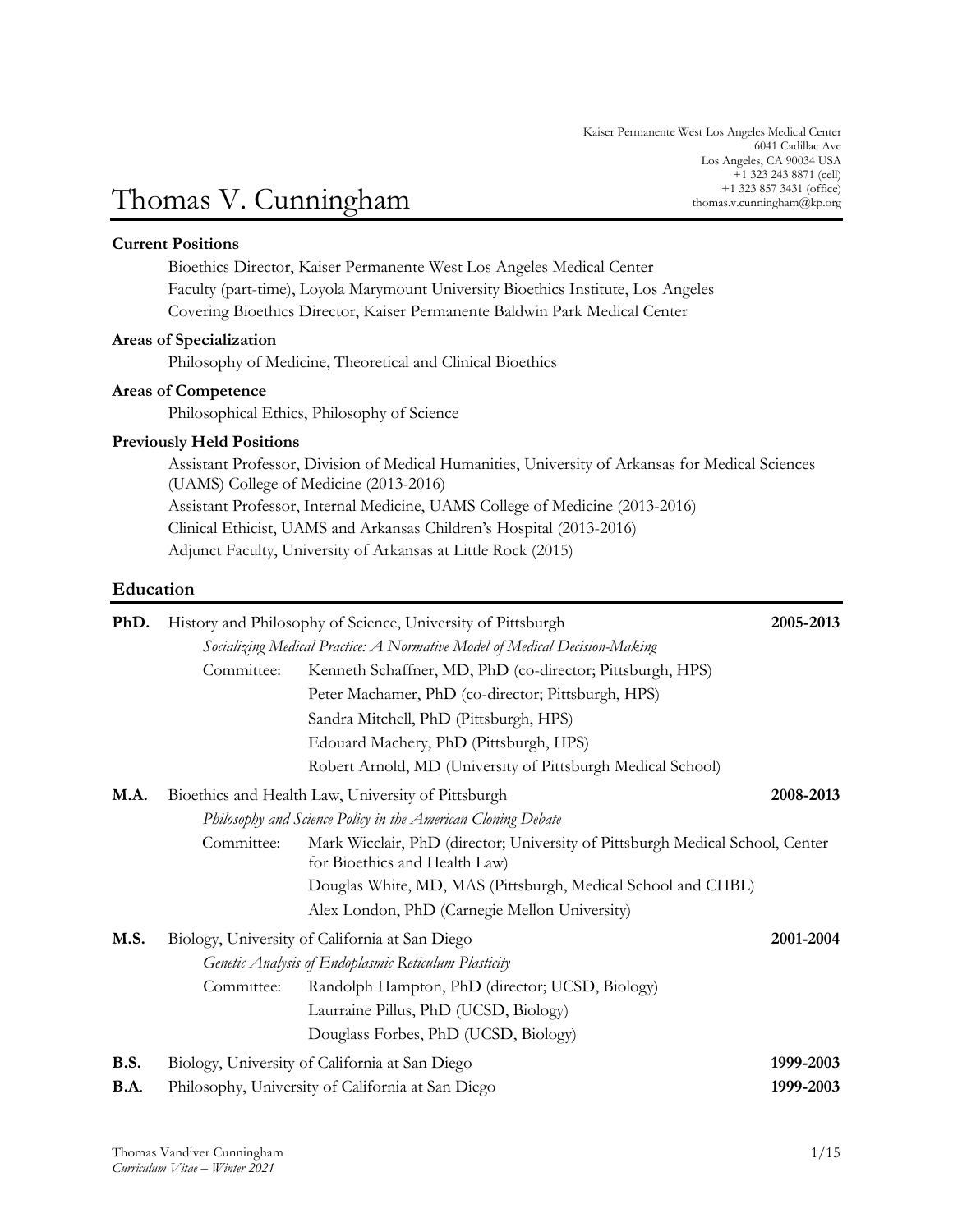Kaiser Permanente West Los Angeles Medical Center
6041 Cadillac Ave
Los Angeles, CA 90034 USA
+1 323 243 8871 (cell)
+1 323 857 3431 (office)
thomas.v.cunningham@kp.org

# Thomas V. Cunningham

**Current Positions**

Bioethics Director, Kaiser Permanente West Los Angeles Medical Center
Faculty (part-time), Loyola Marymount University Bioethics Institute, Los Angeles
Covering Bioethics Director, Kaiser Permanente Baldwin Park Medical Center

**Areas of Specialization**

Philosophy of Medicine, Theoretical and Clinical Bioethics

**Areas of Competence**

Philosophical Ethics, Philosophy of Science

**Previously Held Positions**

Assistant Professor, Division of Medical Humanities, University of Arkansas for Medical Sciences (UAMS) College of Medicine (2013-2016)
Assistant Professor, Internal Medicine, UAMS College of Medicine (2013-2016)
Clinical Ethicist, UAMS and Arkansas Children's Hospital (2013-2016)
Adjunct Faculty, University of Arkansas at Little Rock (2015)

## Education

**PhD.** History and Philosophy of Science, University of Pittsburgh **2005-2013**

*Socializing Medical Practice: A Normative Model of Medical Decision-Making*

Committee:
- Kenneth Schaffner, MD, PhD (co-director; Pittsburgh, HPS)
- Peter Machamer, PhD (co-director; Pittsburgh, HPS)
- Sandra Mitchell, PhD (Pittsburgh, HPS)
- Edouard Machery, PhD (Pittsburgh, HPS)
- Robert Arnold, MD (University of Pittsburgh Medical School)

**M.A.** Bioethics and Health Law, University of Pittsburgh **2008-2013**

*Philosophy and Science Policy in the American Cloning Debate*

Committee:
- Mark Wicclair, PhD (director; University of Pittsburgh Medical School, Center for Bioethics and Health Law)
- Douglas White, MD, MAS (Pittsburgh, Medical School and CHBL)
- Alex London, PhD (Carnegie Mellon University)

**M.S.** Biology, University of California at San Diego **2001-2004**

*Genetic Analysis of Endoplasmic Reticulum Plasticity*

Committee:
- Randolph Hampton, PhD (director; UCSD, Biology)
- Laurraine Pillus, PhD (UCSD, Biology)
- Douglass Forbes, PhD (UCSD, Biology)

**B.S.** Biology, University of California at San Diego **1999-2003**

**B.A.** Philosophy, University of California at San Diego **1999-2003**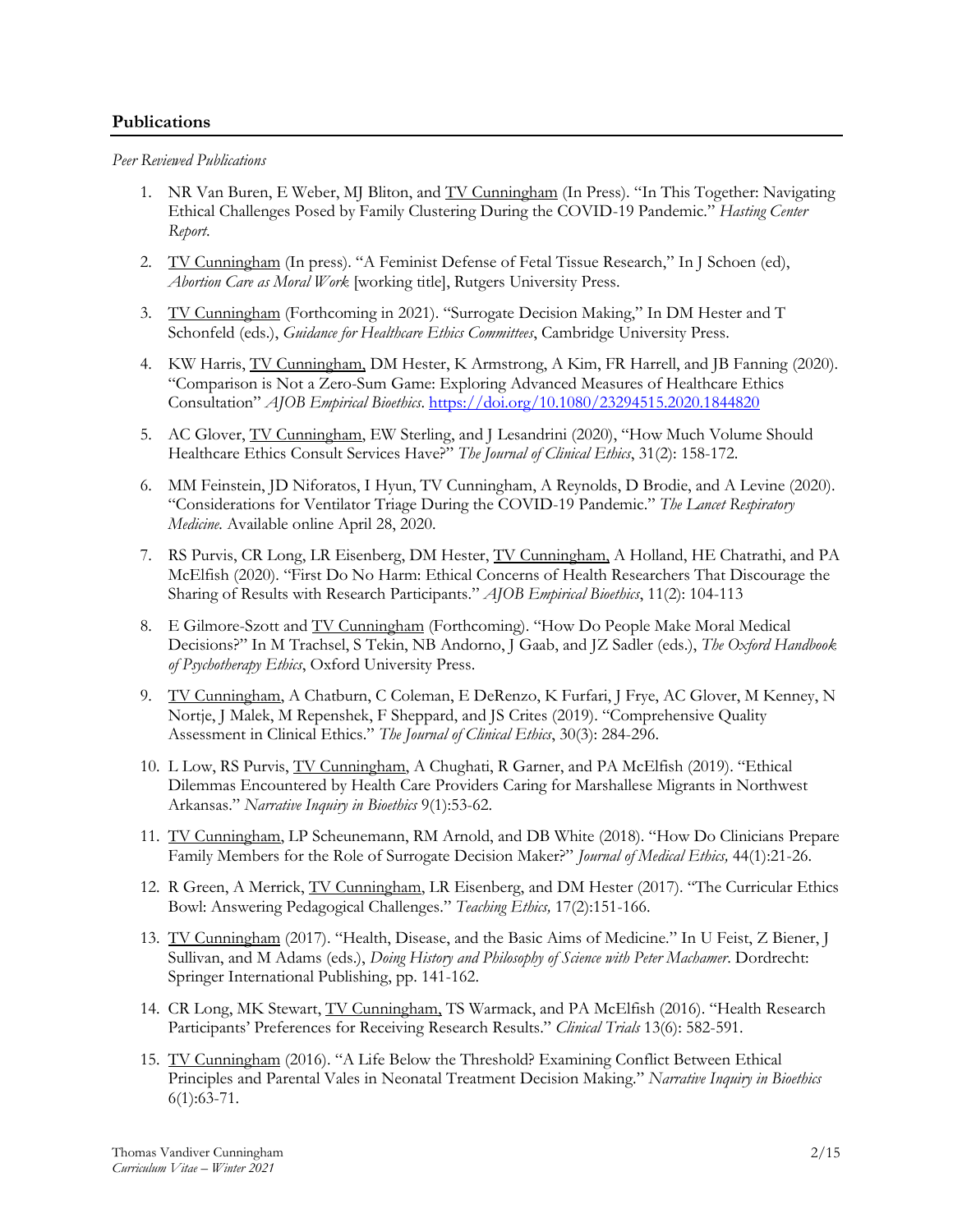## **Publications**

*Peer Reviewed Publications*

1. NR Van Buren, E Weber, MJ Bliton, and TV Cunningham (In Press). "In This Together: Navigating Ethical Challenges Posed by Family Clustering During the COVID-19 Pandemic." *Hasting Center Report*.

2. TV Cunningham (In press). "A Feminist Defense of Fetal Tissue Research," In J Schoen (ed), *Abortion Care as Moral Work* [working title], Rutgers University Press.

3. TV Cunningham (Forthcoming in 2021). "Surrogate Decision Making," In DM Hester and T Schonfeld (eds.), *Guidance for Healthcare Ethics Committees*, Cambridge University Press.

4. KW Harris, TV Cunningham, DM Hester, K Armstrong, A Kim, FR Harrell, and JB Fanning (2020). "Comparison is Not a Zero-Sum Game: Exploring Advanced Measures of Healthcare Ethics Consultation" *AJOB Empirical Bioethics*. https://doi.org/10.1080/23294515.2020.1844820

5. AC Glover, TV Cunningham, EW Sterling, and J Lesandrini (2020), "How Much Volume Should Healthcare Ethics Consult Services Have?" *The Journal of Clinical Ethics*, 31(2): 158-172.

6. MM Feinstein, JD Niforatos, I Hyun, TV Cunningham, A Reynolds, D Brodie, and A Levine (2020). "Considerations for Ventilator Triage During the COVID-19 Pandemic." *The Lancet Respiratory Medicine.* Available online April 28, 2020.

7. RS Purvis, CR Long, LR Eisenberg, DM Hester, TV Cunningham, A Holland, HE Chatrathi, and PA McElfish (2020). "First Do No Harm: Ethical Concerns of Health Researchers That Discourage the Sharing of Results with Research Participants." *AJOB Empirical Bioethics*, 11(2): 104-113

8. E Gilmore-Szott and TV Cunningham (Forthcoming). "How Do People Make Moral Medical Decisions?" In M Trachsel, S Tekin, NB Andorno, J Gaab, and JZ Sadler (eds.), *The Oxford Handbook of Psychotherapy Ethics*, Oxford University Press.

9. TV Cunningham, A Chatburn, C Coleman, E DeRenzo, K Furfari, J Frye, AC Glover, M Kenney, N Nortje, J Malek, M Repenshek, F Sheppard, and JS Crites (2019). "Comprehensive Quality Assessment in Clinical Ethics." *The Journal of Clinical Ethics*, 30(3): 284-296.

10. L Low, RS Purvis, TV Cunningham, A Chughati, R Garner, and PA McElfish (2019). "Ethical Dilemmas Encountered by Health Care Providers Caring for Marshallese Migrants in Northwest Arkansas." *Narrative Inquiry in Bioethics* 9(1):53-62.

11. TV Cunningham, LP Scheunemann, RM Arnold, and DB White (2018). "How Do Clinicians Prepare Family Members for the Role of Surrogate Decision Maker?" *Journal of Medical Ethics,* 44(1):21-26.

12. R Green, A Merrick, TV Cunningham, LR Eisenberg, and DM Hester (2017). "The Curricular Ethics Bowl: Answering Pedagogical Challenges." *Teaching Ethics,* 17(2):151-166.

13. TV Cunningham (2017). "Health, Disease, and the Basic Aims of Medicine." In U Feist, Z Biener, J Sullivan, and M Adams (eds.), *Doing History and Philosophy of Science with Peter Machamer*. Dordrecht: Springer International Publishing, pp. 141-162.

14. CR Long, MK Stewart, TV Cunningham, TS Warmack, and PA McElfish (2016). "Health Research Participants' Preferences for Receiving Research Results." *Clinical Trials* 13(6): 582-591.

15. TV Cunningham (2016). "A Life Below the Threshold? Examining Conflict Between Ethical Principles and Parental Vales in Neonatal Treatment Decision Making." *Narrative Inquiry in Bioethics* 6(1):63-71.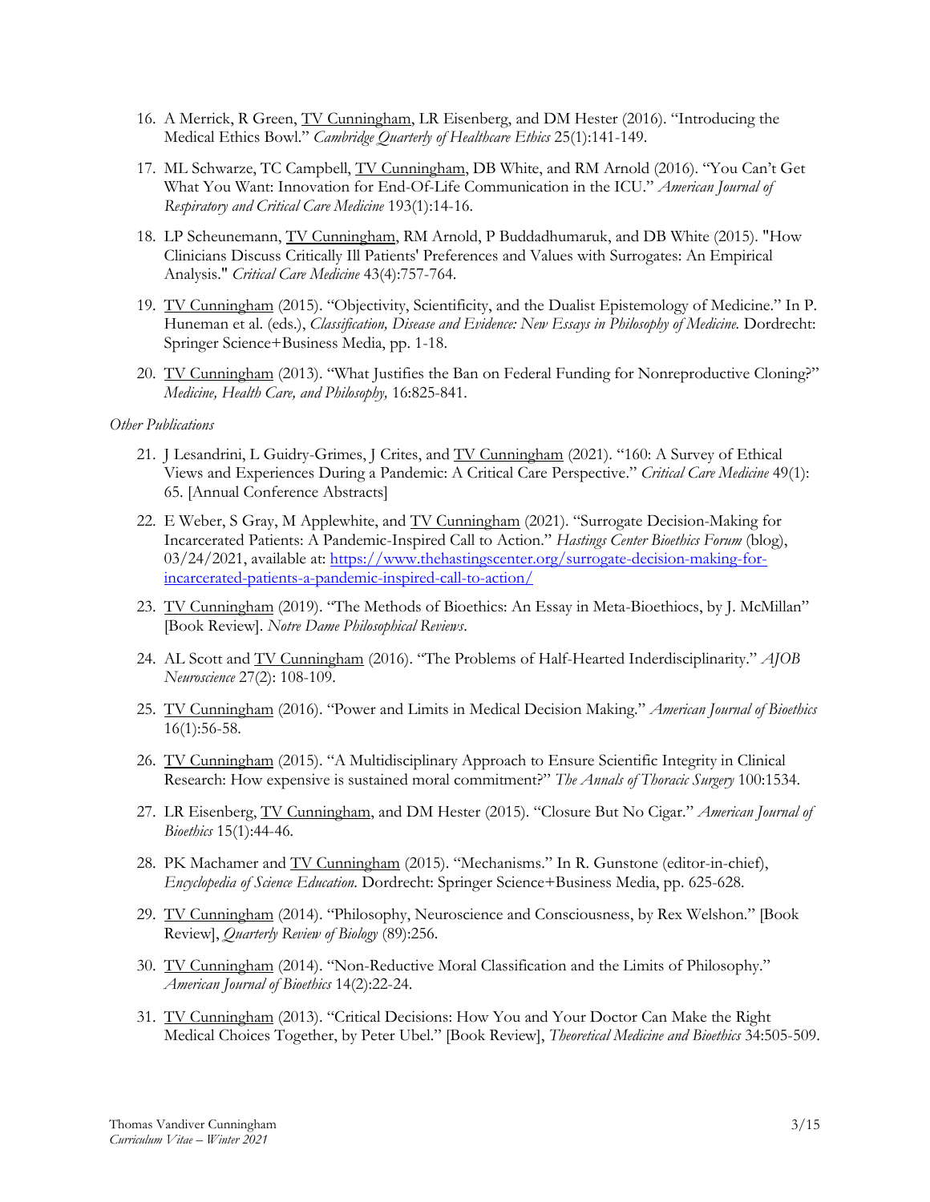16. A Merrick, R Green, TV Cunningham, LR Eisenberg, and DM Hester (2016). "Introducing the Medical Ethics Bowl." *Cambridge Quarterly of Healthcare Ethics* 25(1):141-149.

17. ML Schwarze, TC Campbell, TV Cunningham, DB White, and RM Arnold (2016). "You Can't Get What You Want: Innovation for End-Of-Life Communication in the ICU." *American Journal of Respiratory and Critical Care Medicine* 193(1):14-16.

18. LP Scheunemann, TV Cunningham, RM Arnold, P Buddadhumaruk, and DB White (2015). "How Clinicians Discuss Critically Ill Patients' Preferences and Values with Surrogates: An Empirical Analysis." *Critical Care Medicine* 43(4):757-764.

19. TV Cunningham (2015). "Objectivity, Scientificity, and the Dualist Epistemology of Medicine." In P. Huneman et al. (eds.), *Classification, Disease and Evidence: New Essays in Philosophy of Medicine.* Dordrecht: Springer Science+Business Media, pp. 1-18.

20. TV Cunningham (2013). "What Justifies the Ban on Federal Funding for Nonreproductive Cloning?" *Medicine, Health Care, and Philosophy,* 16:825-841.

*Other Publications*

21. J Lesandrini, L Guidry-Grimes, J Crites, and TV Cunningham (2021). "160: A Survey of Ethical Views and Experiences During a Pandemic: A Critical Care Perspective." *Critical Care Medicine* 49(1): 65. [Annual Conference Abstracts]

22. E Weber, S Gray, M Applewhite, and TV Cunningham (2021). "Surrogate Decision-Making for Incarcerated Patients: A Pandemic-Inspired Call to Action." *Hastings Center Bioethics Forum* (blog), 03/24/2021, available at: [https://www.thehastingscenter.org/surrogate-decision-making-for-incarcerated-patients-a-pandemic-inspired-call-to-action/](https://www.thehastingscenter.org/surrogate-decision-making-for-incarcerated-patients-a-pandemic-inspired-call-to-action/)

23. TV Cunningham (2019). "The Methods of Bioethics: An Essay in Meta-Bioethiocs, by J. McMillan" [Book Review]. *Notre Dame Philosophical Reviews*.

24. AL Scott and TV Cunningham (2016). "The Problems of Half-Hearted Inderdisciplinarity." *AJOB Neuroscience* 27(2): 108-109.

25. TV Cunningham (2016). "Power and Limits in Medical Decision Making." *American Journal of Bioethics* 16(1):56-58.

26. TV Cunningham (2015). "A Multidisciplinary Approach to Ensure Scientific Integrity in Clinical Research: How expensive is sustained moral commitment?" *The Annals of Thoracic Surgery* 100:1534.

27. LR Eisenberg, TV Cunningham, and DM Hester (2015). "Closure But No Cigar." *American Journal of Bioethics* 15(1):44-46.

28. PK Machamer and TV Cunningham (2015). "Mechanisms." In R. Gunstone (editor-in-chief), *Encyclopedia of Science Education.* Dordrecht: Springer Science+Business Media, pp. 625-628.

29. TV Cunningham (2014). "Philosophy, Neuroscience and Consciousness, by Rex Welshon." [Book Review], *Quarterly Review of Biology* (89):256.

30. TV Cunningham (2014). "Non-Reductive Moral Classification and the Limits of Philosophy." *American Journal of Bioethics* 14(2):22-24.

31. TV Cunningham (2013). "Critical Decisions: How You and Your Doctor Can Make the Right Medical Choices Together, by Peter Ubel." [Book Review], *Theoretical Medicine and Bioethics* 34:505-509.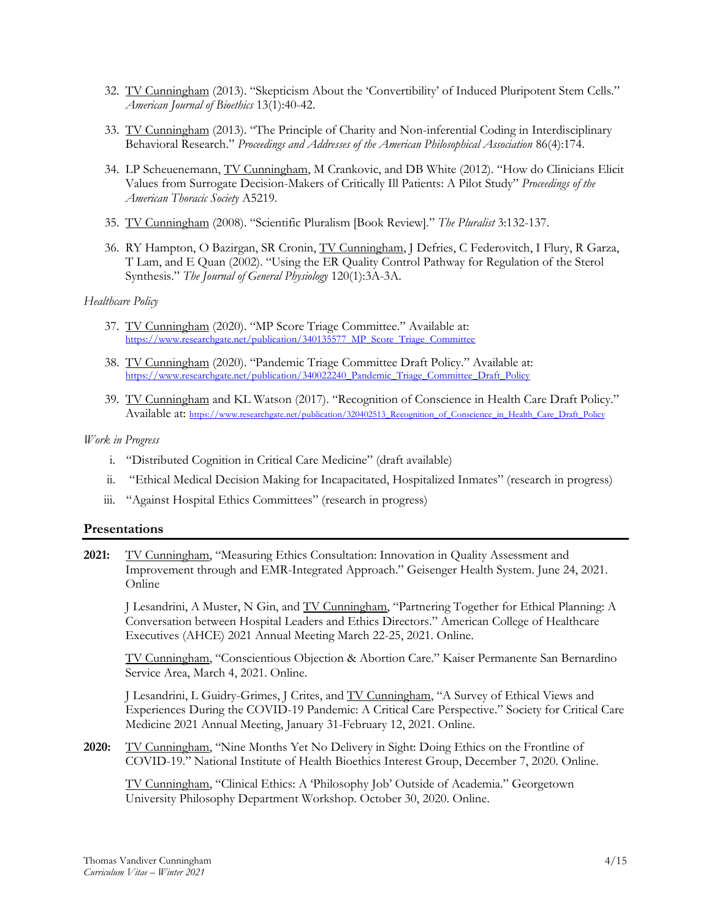32. TV Cunningham (2013). "Skepticism About the 'Convertibility' of Induced Pluripotent Stem Cells." *American Journal of Bioethics* 13(1):40-42.

33. TV Cunningham (2013). "The Principle of Charity and Non-inferential Coding in Interdisciplinary Behavioral Research." *Proceedings and Addresses of the American Philosophical Association* 86(4):174.

34. LP Scheuenemann, TV Cunningham, M Crankovic, and DB White (2012). "How do Clinicians Elicit Values from Surrogate Decision-Makers of Critically Ill Patients: A Pilot Study" *Proceedings of the American Thoracic Society* A5219.

35. TV Cunningham (2008). "Scientific Pluralism [Book Review]." *The Pluralist* 3:132-137.

36. RY Hampton, O Bazirgan, SR Cronin, TV Cunningham, J Defries, C Federovitch, I Flury, R Garza, T Lam, and E Quan (2002). "Using the ER Quality Control Pathway for Regulation of the Sterol Synthesis." *The Journal of General Physiology* 120(1):3A-3A.

*Healthcare Policy*

37. TV Cunningham (2020). "MP Score Triage Committee." Available at: https://www.researchgate.net/publication/340135577_MP_Score_Triage_Committee

38. TV Cunningham (2020). "Pandemic Triage Committee Draft Policy." Available at: https://www.researchgate.net/publication/340022240_Pandemic_Triage_Committee_Draft_Policy

39. TV Cunningham and KL Watson (2017). "Recognition of Conscience in Health Care Draft Policy." Available at: https://www.researchgate.net/publication/320402513_Recognition_of_Conscience_in_Health_Care_Draft_Policy

*Work in Progress*

i. "Distributed Cognition in Critical Care Medicine" (draft available)

ii. "Ethical Medical Decision Making for Incapacitated, Hospitalized Inmates" (research in progress)

iii. "Against Hospital Ethics Committees" (research in progress)

## Presentations

**2021:** TV Cunningham, "Measuring Ethics Consultation: Innovation in Quality Assessment and Improvement through and EMR-Integrated Approach." Geisenger Health System. June 24, 2021. Online

J Lesandrini, A Muster, N Gin, and TV Cunningham, "Partnering Together for Ethical Planning: A Conversation between Hospital Leaders and Ethics Directors." American College of Healthcare Executives (AHCE) 2021 Annual Meeting March 22-25, 2021. Online.

TV Cunningham, "Conscientious Objection & Abortion Care." Kaiser Permanente San Bernardino Service Area, March 4, 2021. Online.

J Lesandrini, L Guidry-Grimes, J Crites, and TV Cunningham, "A Survey of Ethical Views and Experiences During the COVID-19 Pandemic: A Critical Care Perspective." Society for Critical Care Medicine 2021 Annual Meeting, January 31-February 12, 2021. Online.

**2020:** TV Cunningham, "Nine Months Yet No Delivery in Sight: Doing Ethics on the Frontline of COVID-19." National Institute of Health Bioethics Interest Group, December 7, 2020. Online.

TV Cunningham, "Clinical Ethics: A 'Philosophy Job' Outside of Academia." Georgetown University Philosophy Department Workshop. October 30, 2020. Online.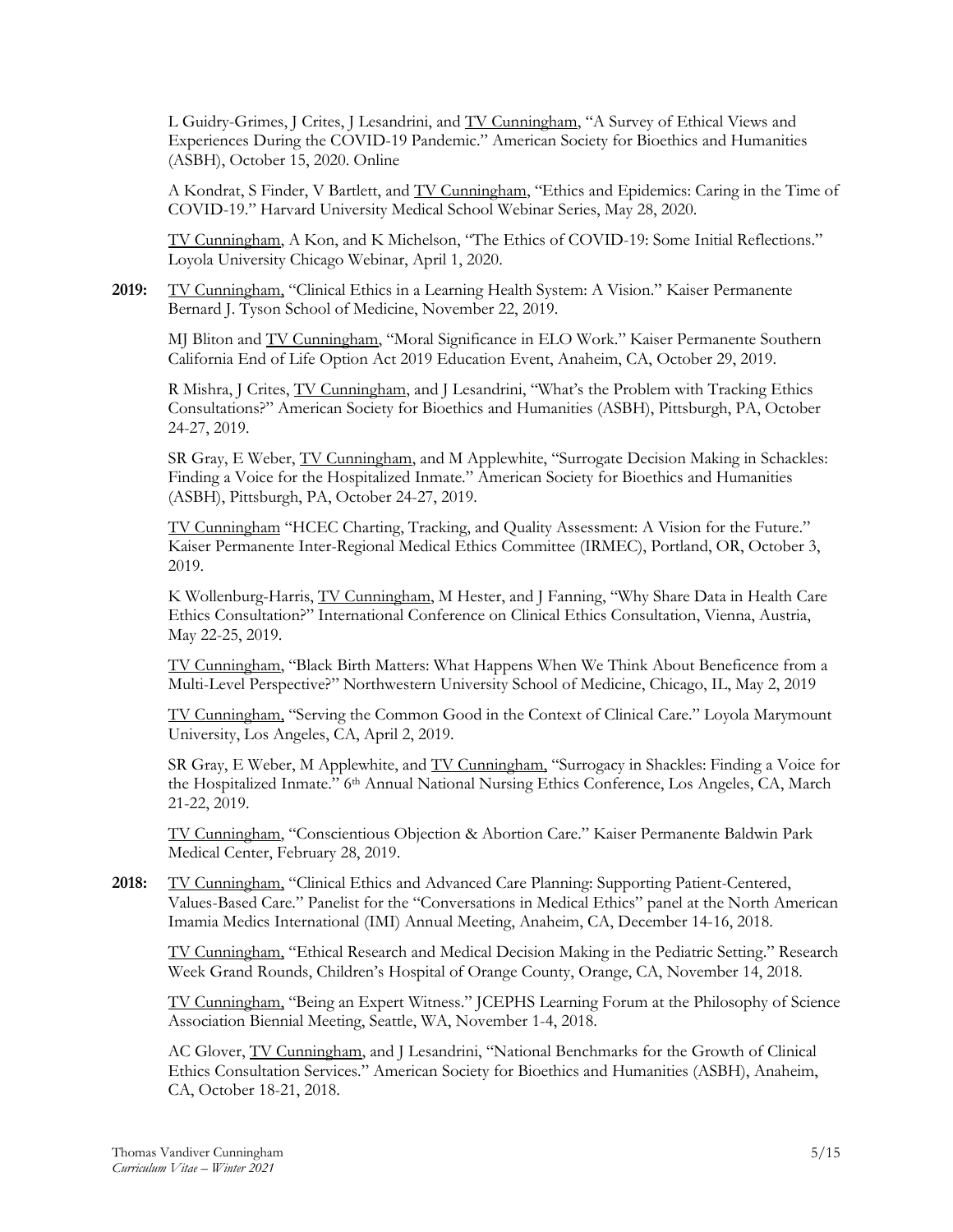L Guidry-Grimes, J Crites, J Lesandrini, and TV Cunningham, "A Survey of Ethical Views and Experiences During the COVID-19 Pandemic." American Society for Bioethics and Humanities (ASBH), October 15, 2020. Online

A Kondrat, S Finder, V Bartlett, and TV Cunningham, "Ethics and Epidemics: Caring in the Time of COVID-19." Harvard University Medical School Webinar Series, May 28, 2020.

TV Cunningham, A Kon, and K Michelson, "The Ethics of COVID-19: Some Initial Reflections." Loyola University Chicago Webinar, April 1, 2020.

**2019:** TV Cunningham, "Clinical Ethics in a Learning Health System: A Vision." Kaiser Permanente Bernard J. Tyson School of Medicine, November 22, 2019.

MJ Bliton and TV Cunningham, "Moral Significance in ELO Work." Kaiser Permanente Southern California End of Life Option Act 2019 Education Event, Anaheim, CA, October 29, 2019.

R Mishra, J Crites, TV Cunningham, and J Lesandrini, "What's the Problem with Tracking Ethics Consultations?" American Society for Bioethics and Humanities (ASBH), Pittsburgh, PA, October 24-27, 2019.

SR Gray, E Weber, TV Cunningham, and M Applewhite, "Surrogate Decision Making in Schackles: Finding a Voice for the Hospitalized Inmate." American Society for Bioethics and Humanities (ASBH), Pittsburgh, PA, October 24-27, 2019.

TV Cunningham "HCEC Charting, Tracking, and Quality Assessment: A Vision for the Future." Kaiser Permanente Inter-Regional Medical Ethics Committee (IRMEC), Portland, OR, October 3, 2019.

K Wollenburg-Harris, TV Cunningham, M Hester, and J Fanning, "Why Share Data in Health Care Ethics Consultation?" International Conference on Clinical Ethics Consultation, Vienna, Austria, May 22-25, 2019.

TV Cunningham, "Black Birth Matters: What Happens When We Think About Beneficence from a Multi-Level Perspective?" Northwestern University School of Medicine, Chicago, IL, May 2, 2019

TV Cunningham, "Serving the Common Good in the Context of Clinical Care." Loyola Marymount University, Los Angeles, CA, April 2, 2019.

SR Gray, E Weber, M Applewhite, and TV Cunningham, "Surrogacy in Shackles: Finding a Voice for the Hospitalized Inmate." 6th Annual National Nursing Ethics Conference, Los Angeles, CA, March 21-22, 2019.

TV Cunningham, "Conscientious Objection & Abortion Care." Kaiser Permanente Baldwin Park Medical Center, February 28, 2019.

**2018:** TV Cunningham, "Clinical Ethics and Advanced Care Planning: Supporting Patient-Centered, Values-Based Care." Panelist for the "Conversations in Medical Ethics" panel at the North American Imamia Medics International (IMI) Annual Meeting, Anaheim, CA, December 14-16, 2018.

TV Cunningham, "Ethical Research and Medical Decision Making in the Pediatric Setting." Research Week Grand Rounds, Children's Hospital of Orange County, Orange, CA, November 14, 2018.

TV Cunningham, "Being an Expert Witness." JCEPHS Learning Forum at the Philosophy of Science Association Biennial Meeting, Seattle, WA, November 1-4, 2018.

AC Glover, TV Cunningham, and J Lesandrini, "National Benchmarks for the Growth of Clinical Ethics Consultation Services." American Society for Bioethics and Humanities (ASBH), Anaheim, CA, October 18-21, 2018.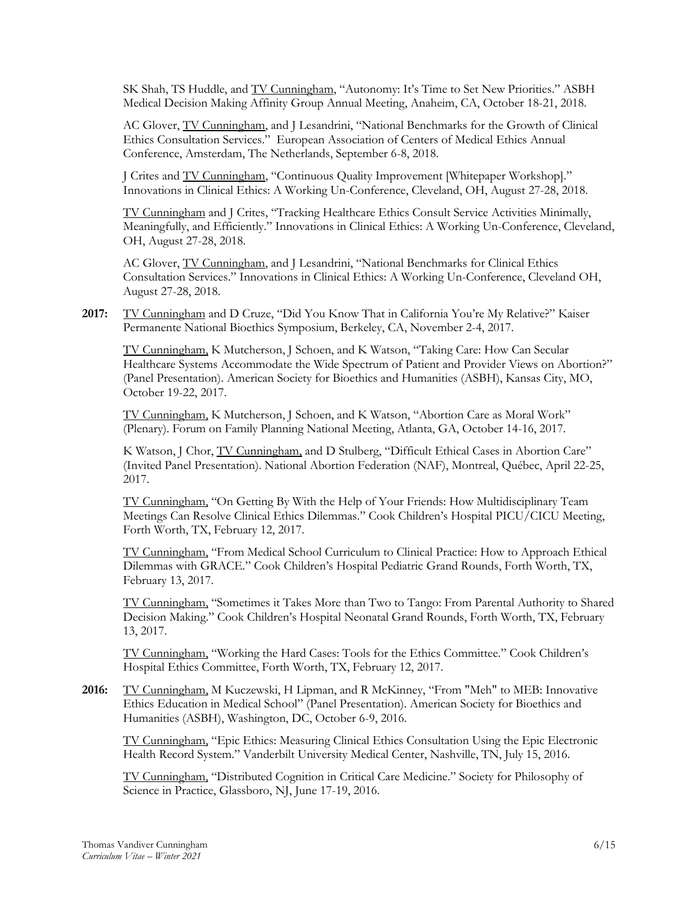SK Shah, TS Huddle, and <u>TV Cunningham</u>, "Autonomy: It's Time to Set New Priorities." ASBH Medical Decision Making Affinity Group Annual Meeting, Anaheim, CA, October 18-21, 2018.

AC Glover, <u>TV Cunningham</u>, and J Lesandrini, "National Benchmarks for the Growth of Clinical Ethics Consultation Services." European Association of Centers of Medical Ethics Annual Conference, Amsterdam, The Netherlands, September 6-8, 2018.

J Crites and <u>TV Cunningham</u>, "Continuous Quality Improvement [Whitepaper Workshop]." Innovations in Clinical Ethics: A Working Un-Conference, Cleveland, OH, August 27-28, 2018.

<u>TV Cunningham</u> and J Crites, "Tracking Healthcare Ethics Consult Service Activities Minimally, Meaningfully, and Efficiently." Innovations in Clinical Ethics: A Working Un-Conference, Cleveland, OH, August 27-28, 2018.

AC Glover, <u>TV Cunningham</u>, and J Lesandrini, "National Benchmarks for Clinical Ethics Consultation Services." Innovations in Clinical Ethics: A Working Un-Conference, Cleveland OH, August 27-28, 2018.

**2017:** <u>TV Cunningham</u> and D Cruze, "Did You Know That in California You're My Relative?" Kaiser Permanente National Bioethics Symposium, Berkeley, CA, November 2-4, 2017.

<u>TV Cunningham,</u> K Mutcherson, J Schoen, and K Watson, "Taking Care: How Can Secular Healthcare Systems Accommodate the Wide Spectrum of Patient and Provider Views on Abortion?" (Panel Presentation). American Society for Bioethics and Humanities (ASBH), Kansas City, MO, October 19-22, 2017.

<u>TV Cunningham,</u> K Mutcherson, J Schoen, and K Watson, "Abortion Care as Moral Work" (Plenary). Forum on Family Planning National Meeting, Atlanta, GA, October 14-16, 2017.

K Watson, J Chor, <u>TV Cunningham,</u> and D Stulberg, "Difficult Ethical Cases in Abortion Care" (Invited Panel Presentation). National Abortion Federation (NAF), Montreal, Québec, April 22-25, 2017.

<u>TV Cunningham,</u> "On Getting By With the Help of Your Friends: How Multidisciplinary Team Meetings Can Resolve Clinical Ethics Dilemmas." Cook Children's Hospital PICU/CICU Meeting, Forth Worth, TX, February 12, 2017.

<u>TV Cunningham,</u> "From Medical School Curriculum to Clinical Practice: How to Approach Ethical Dilemmas with GRACE." Cook Children's Hospital Pediatric Grand Rounds, Forth Worth, TX, February 13, 2017.

<u>TV Cunningham,</u> "Sometimes it Takes More than Two to Tango: From Parental Authority to Shared Decision Making." Cook Children's Hospital Neonatal Grand Rounds, Forth Worth, TX, February 13, 2017.

<u>TV Cunningham,</u> "Working the Hard Cases: Tools for the Ethics Committee." Cook Children's Hospital Ethics Committee, Forth Worth, TX, February 12, 2017.

**2016:** <u>TV Cunningham,</u> M Kuczewski, H Lipman, and R McKinney, "From "Meh" to MEB: Innovative Ethics Education in Medical School" (Panel Presentation). American Society for Bioethics and Humanities (ASBH), Washington, DC, October 6-9, 2016.

<u>TV Cunningham,</u> "Epic Ethics: Measuring Clinical Ethics Consultation Using the Epic Electronic Health Record System." Vanderbilt University Medical Center, Nashville, TN, July 15, 2016.

<u>TV Cunningham,</u> "Distributed Cognition in Critical Care Medicine." Society for Philosophy of Science in Practice, Glassboro, NJ, June 17-19, 2016.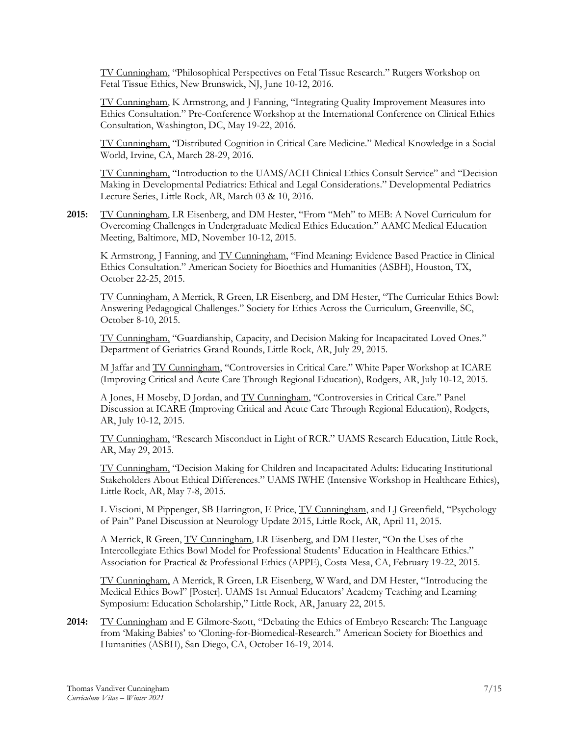<u>TV Cunningham</u>, "Philosophical Perspectives on Fetal Tissue Research." Rutgers Workshop on Fetal Tissue Ethics, New Brunswick, NJ, June 10-12, 2016.

<u>TV Cunningham</u>, K Armstrong, and J Fanning, "Integrating Quality Improvement Measures into Ethics Consultation." Pre-Conference Workshop at the International Conference on Clinical Ethics Consultation, Washington, DC, May 19-22, 2016.

<u>TV Cunningham,</u> "Distributed Cognition in Critical Care Medicine." Medical Knowledge in a Social World, Irvine, CA, March 28-29, 2016.

<u>TV Cunningham,</u> "Introduction to the UAMS/ACH Clinical Ethics Consult Service" and "Decision Making in Developmental Pediatrics: Ethical and Legal Considerations." Developmental Pediatrics Lecture Series, Little Rock, AR, March 03 & 10, 2016.

**2015:** <u>TV Cunningham</u>, LR Eisenberg, and DM Hester, "From "Meh" to MEB: A Novel Curriculum for Overcoming Challenges in Undergraduate Medical Ethics Education." AAMC Medical Education Meeting, Baltimore, MD, November 10-12, 2015.

K Armstrong, J Fanning, and <u>TV Cunningham</u>, "Find Meaning: Evidence Based Practice in Clinical Ethics Consultation." American Society for Bioethics and Humanities (ASBH), Houston, TX, October 22-25, 2015.

<u>TV Cunningham,</u> A Merrick, R Green, LR Eisenberg, and DM Hester, "The Curricular Ethics Bowl: Answering Pedagogical Challenges." Society for Ethics Across the Curriculum, Greenville, SC, October 8-10, 2015.

<u>TV Cunningham,</u> "Guardianship, Capacity, and Decision Making for Incapacitated Loved Ones." Department of Geriatrics Grand Rounds, Little Rock, AR, July 29, 2015.

M Jaffar and <u>TV Cunningham</u>, "Controversies in Critical Care." White Paper Workshop at ICARE (Improving Critical and Acute Care Through Regional Education), Rodgers, AR, July 10-12, 2015.

A Jones, H Moseby, D Jordan, and <u>TV Cunningham</u>, "Controversies in Critical Care." Panel Discussion at ICARE (Improving Critical and Acute Care Through Regional Education), Rodgers, AR, July 10-12, 2015.

<u>TV Cunningham,</u> "Research Misconduct in Light of RCR." UAMS Research Education, Little Rock, AR, May 29, 2015.

<u>TV Cunningham,</u> "Decision Making for Children and Incapacitated Adults: Educating Institutional Stakeholders About Ethical Differences." UAMS IWHE (Intensive Workshop in Healthcare Ethics), Little Rock, AR, May 7-8, 2015.

L Viscioni, M Pippenger, SB Harrington, E Price, <u>TV Cunningham</u>, and LJ Greenfield, "Psychology of Pain" Panel Discussion at Neurology Update 2015, Little Rock, AR, April 11, 2015.

A Merrick, R Green, <u>TV Cunningham</u>, LR Eisenberg, and DM Hester, "On the Uses of the Intercollegiate Ethics Bowl Model for Professional Students' Education in Healthcare Ethics." Association for Practical & Professional Ethics (APPE), Costa Mesa, CA, February 19-22, 2015.

<u>TV Cunningham,</u> A Merrick, R Green, LR Eisenberg, W Ward, and DM Hester, "Introducing the Medical Ethics Bowl" [Poster]. UAMS 1st Annual Educators' Academy Teaching and Learning Symposium: Education Scholarship," Little Rock, AR, January 22, 2015.

**2014:** <u>TV Cunningham</u> and E Gilmore-Szott, "Debating the Ethics of Embryo Research: The Language from 'Making Babies' to 'Cloning-for-Biomedical-Research." American Society for Bioethics and Humanities (ASBH), San Diego, CA, October 16-19, 2014.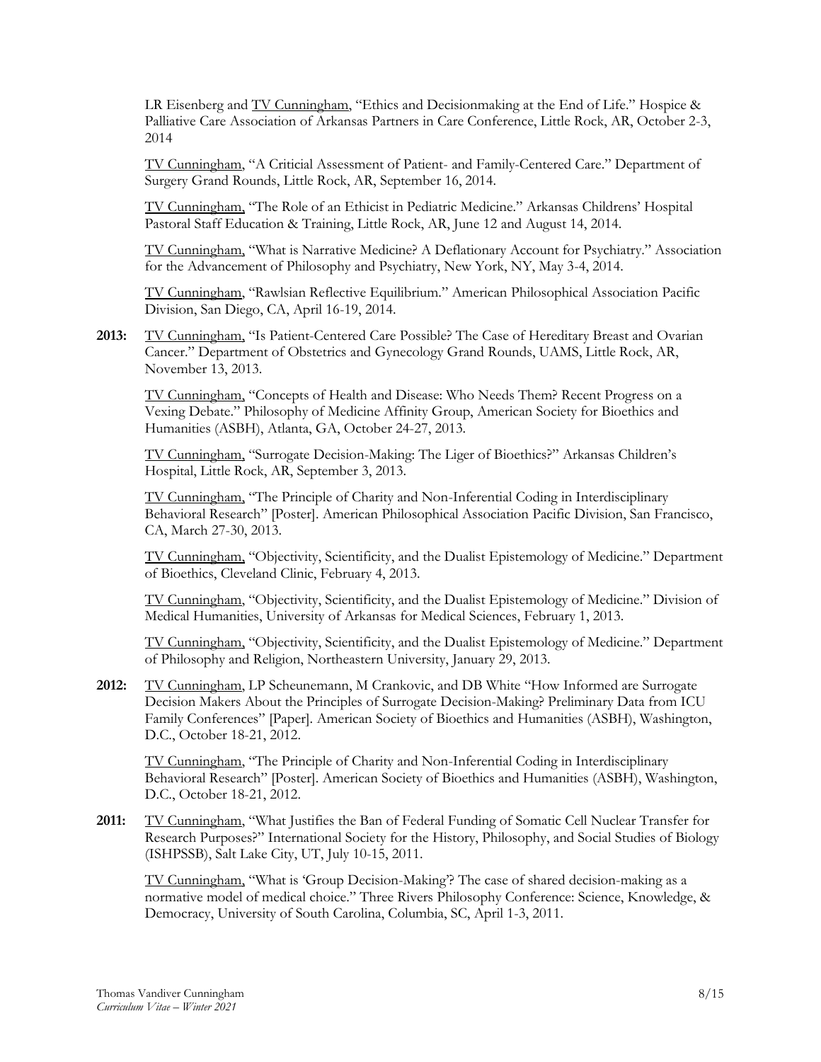LR Eisenberg and TV Cunningham, "Ethics and Decisionmaking at the End of Life." Hospice & Palliative Care Association of Arkansas Partners in Care Conference, Little Rock, AR, October 2-3, 2014

TV Cunningham, "A Criticial Assessment of Patient- and Family-Centered Care." Department of Surgery Grand Rounds, Little Rock, AR, September 16, 2014.

TV Cunningham, "The Role of an Ethicist in Pediatric Medicine." Arkansas Childrens' Hospital Pastoral Staff Education & Training, Little Rock, AR, June 12 and August 14, 2014.

TV Cunningham, "What is Narrative Medicine? A Deflationary Account for Psychiatry." Association for the Advancement of Philosophy and Psychiatry, New York, NY, May 3-4, 2014.

TV Cunningham, "Rawlsian Reflective Equilibrium." American Philosophical Association Pacific Division, San Diego, CA, April 16-19, 2014.

**2013:** TV Cunningham, "Is Patient-Centered Care Possible? The Case of Hereditary Breast and Ovarian Cancer." Department of Obstetrics and Gynecology Grand Rounds, UAMS, Little Rock, AR, November 13, 2013.

TV Cunningham, "Concepts of Health and Disease: Who Needs Them? Recent Progress on a Vexing Debate." Philosophy of Medicine Affinity Group, American Society for Bioethics and Humanities (ASBH), Atlanta, GA, October 24-27, 2013.

TV Cunningham, "Surrogate Decision-Making: The Liger of Bioethics?" Arkansas Children's Hospital, Little Rock, AR, September 3, 2013.

TV Cunningham, "The Principle of Charity and Non-Inferential Coding in Interdisciplinary Behavioral Research" [Poster]. American Philosophical Association Pacific Division, San Francisco, CA, March 27-30, 2013.

TV Cunningham, "Objectivity, Scientificity, and the Dualist Epistemology of Medicine." Department of Bioethics, Cleveland Clinic, February 4, 2013.

TV Cunningham, "Objectivity, Scientificity, and the Dualist Epistemology of Medicine." Division of Medical Humanities, University of Arkansas for Medical Sciences, February 1, 2013.

TV Cunningham, "Objectivity, Scientificity, and the Dualist Epistemology of Medicine." Department of Philosophy and Religion, Northeastern University, January 29, 2013.

**2012:** TV Cunningham, LP Scheunemann, M Crankovic, and DB White "How Informed are Surrogate Decision Makers About the Principles of Surrogate Decision-Making? Preliminary Data from ICU Family Conferences" [Paper]. American Society of Bioethics and Humanities (ASBH), Washington, D.C., October 18-21, 2012.

TV Cunningham, "The Principle of Charity and Non-Inferential Coding in Interdisciplinary Behavioral Research" [Poster]. American Society of Bioethics and Humanities (ASBH), Washington, D.C., October 18-21, 2012.

**2011:** TV Cunningham, "What Justifies the Ban of Federal Funding of Somatic Cell Nuclear Transfer for Research Purposes?" International Society for the History, Philosophy, and Social Studies of Biology (ISHPSSB), Salt Lake City, UT, July 10-15, 2011.

TV Cunningham, "What is 'Group Decision-Making'? The case of shared decision-making as a normative model of medical choice." Three Rivers Philosophy Conference: Science, Knowledge, & Democracy, University of South Carolina, Columbia, SC, April 1-3, 2011.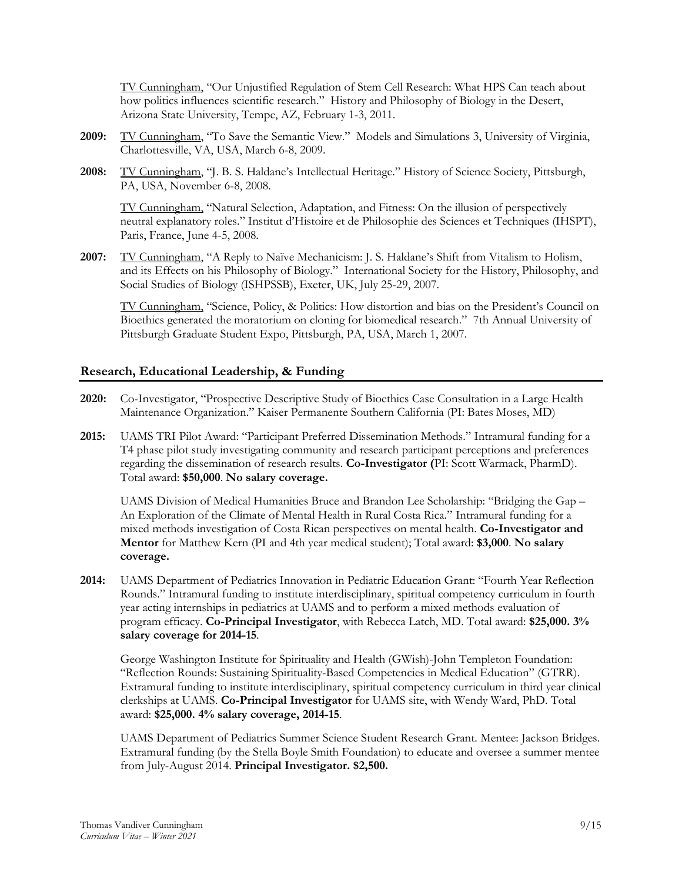<u>TV Cunningham,</u> "Our Unjustified Regulation of Stem Cell Research: What HPS Can teach about how politics influences scientific research." History and Philosophy of Biology in the Desert, Arizona State University, Tempe, AZ, February 1-3, 2011.

**2009:** <u>TV Cunningham</u>, "To Save the Semantic View." Models and Simulations 3, University of Virginia, Charlottesville, VA, USA, March 6-8, 2009.

**2008:** <u>TV Cunningham</u>, "J. B. S. Haldane's Intellectual Heritage." History of Science Society, Pittsburgh, PA, USA, November 6-8, 2008.

<u>TV Cunningham,</u> "Natural Selection, Adaptation, and Fitness: On the illusion of perspectively neutral explanatory roles." Institut d'Histoire et de Philosophie des Sciences et Techniques (IHSPT), Paris, France, June 4-5, 2008.

**2007:** <u>TV Cunningham</u>, "A Reply to Naïve Mechanicism: J. S. Haldane's Shift from Vitalism to Holism, and its Effects on his Philosophy of Biology." International Society for the History, Philosophy, and Social Studies of Biology (ISHPSSB), Exeter, UK, July 25-29, 2007.

<u>TV Cunningham,</u> "Science, Policy, & Politics: How distortion and bias on the President's Council on Bioethics generated the moratorium on cloning for biomedical research." 7th Annual University of Pittsburgh Graduate Student Expo, Pittsburgh, PA, USA, March 1, 2007.

## Research, Educational Leadership, & Funding

**2020:** Co-Investigator, "Prospective Descriptive Study of Bioethics Case Consultation in a Large Health Maintenance Organization." Kaiser Permanente Southern California (PI: Bates Moses, MD)

**2015:** UAMS TRI Pilot Award: "Participant Preferred Dissemination Methods." Intramural funding for a T4 phase pilot study investigating community and research participant perceptions and preferences regarding the dissemination of research results. **Co-Investigator (**PI: Scott Warmack, PharmD). Total award: **$50,000**. **No salary coverage.**

UAMS Division of Medical Humanities Bruce and Brandon Lee Scholarship: "Bridging the Gap – An Exploration of the Climate of Mental Health in Rural Costa Rica." Intramural funding for a mixed methods investigation of Costa Rican perspectives on mental health. **Co-Investigator and Mentor** for Matthew Kern (PI and 4th year medical student); Total award: **$3,000**. **No salary coverage.**

**2014:** UAMS Department of Pediatrics Innovation in Pediatric Education Grant: "Fourth Year Reflection Rounds." Intramural funding to institute interdisciplinary, spiritual competency curriculum in fourth year acting internships in pediatrics at UAMS and to perform a mixed methods evaluation of program efficacy. **Co-Principal Investigator**, with Rebecca Latch, MD. Total award: **$25,000. 3% salary coverage for 2014-15**.

George Washington Institute for Spirituality and Health (GWish)-John Templeton Foundation: "Reflection Rounds: Sustaining Spirituality-Based Competencies in Medical Education" (GTRR). Extramural funding to institute interdisciplinary, spiritual competency curriculum in third year clinical clerkships at UAMS. **Co-Principal Investigator** for UAMS site, with Wendy Ward, PhD. Total award: **$25,000. 4% salary coverage, 2014-15**.

UAMS Department of Pediatrics Summer Science Student Research Grant. Mentee: Jackson Bridges. Extramural funding (by the Stella Boyle Smith Foundation) to educate and oversee a summer mentee from July-August 2014. **Principal Investigator. $2,500.**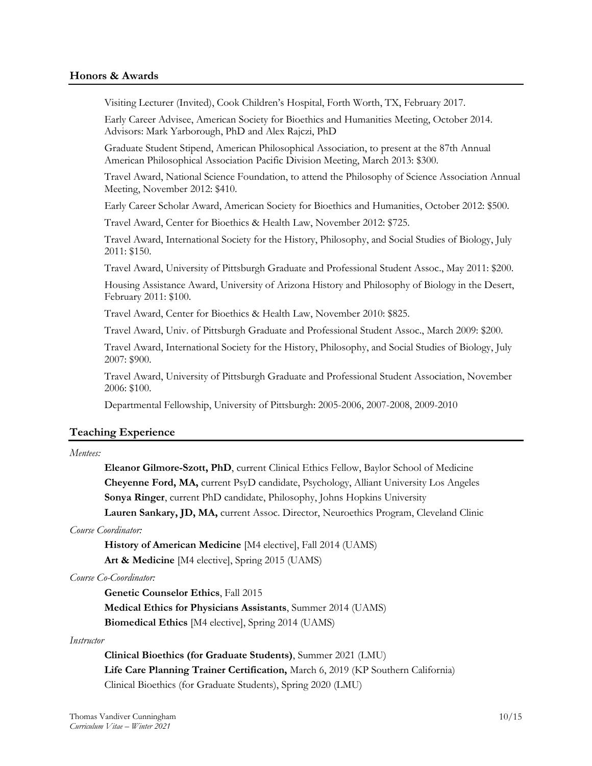## Honors & Awards

Visiting Lecturer (Invited), Cook Children's Hospital, Forth Worth, TX, February 2017.

Early Career Advisee, American Society for Bioethics and Humanities Meeting, October 2014. Advisors: Mark Yarborough, PhD and Alex Rajczi, PhD

Graduate Student Stipend, American Philosophical Association, to present at the 87th Annual American Philosophical Association Pacific Division Meeting, March 2013: $300.

Travel Award, National Science Foundation, to attend the Philosophy of Science Association Annual Meeting, November 2012: $410.

Early Career Scholar Award, American Society for Bioethics and Humanities, October 2012: $500.

Travel Award, Center for Bioethics & Health Law, November 2012: $725.

Travel Award, International Society for the History, Philosophy, and Social Studies of Biology, July 2011: $150.

Travel Award, University of Pittsburgh Graduate and Professional Student Assoc., May 2011: $200.

Housing Assistance Award, University of Arizona History and Philosophy of Biology in the Desert, February 2011: $100.

Travel Award, Center for Bioethics & Health Law, November 2010: $825.

Travel Award, Univ. of Pittsburgh Graduate and Professional Student Assoc., March 2009: $200.

Travel Award, International Society for the History, Philosophy, and Social Studies of Biology, July 2007: $900.

Travel Award, University of Pittsburgh Graduate and Professional Student Association, November 2006: $100.

Departmental Fellowship, University of Pittsburgh: 2005-2006, 2007-2008, 2009-2010

## Teaching Experience

*Mentees:*

**Eleanor Gilmore-Szott, PhD**, current Clinical Ethics Fellow, Baylor School of Medicine

**Cheyenne Ford, MA,** current PsyD candidate, Psychology, Alliant University Los Angeles

**Sonya Ringer**, current PhD candidate, Philosophy, Johns Hopkins University

**Lauren Sankary, JD, MA,** current Assoc. Director, Neuroethics Program, Cleveland Clinic

*Course Coordinator:*

**History of American Medicine** [M4 elective], Fall 2014 (UAMS)

**Art & Medicine** [M4 elective], Spring 2015 (UAMS)

*Course Co-Coordinator:*

**Genetic Counselor Ethics**, Fall 2015

**Medical Ethics for Physicians Assistants**, Summer 2014 (UAMS)

**Biomedical Ethics** [M4 elective], Spring 2014 (UAMS)

*Instructor*

**Clinical Bioethics (for Graduate Students)**, Summer 2021 (LMU)

**Life Care Planning Trainer Certification,** March 6, 2019 (KP Southern California)

Clinical Bioethics (for Graduate Students), Spring 2020 (LMU)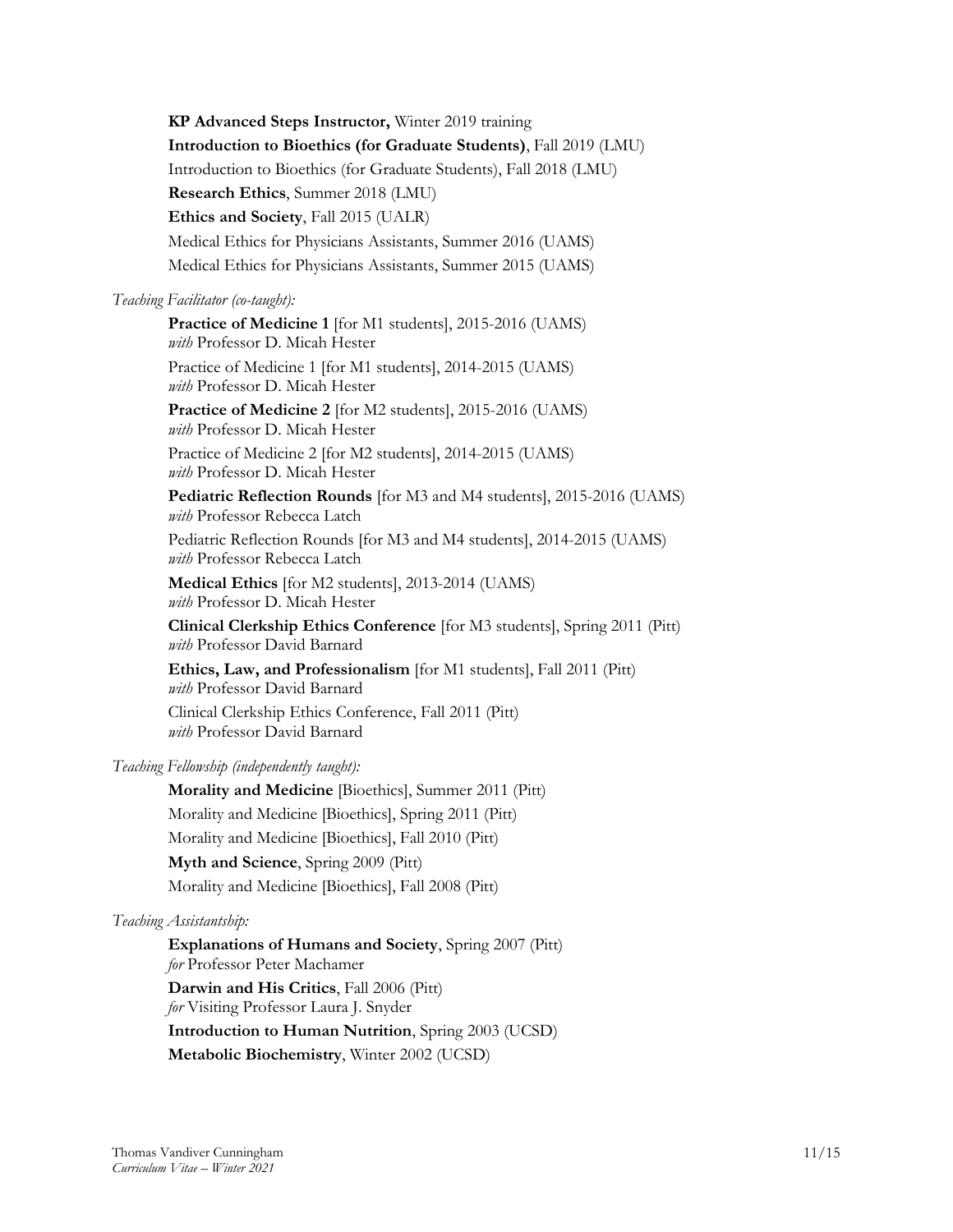**KP Advanced Steps Instructor,** Winter 2019 training

**Introduction to Bioethics (for Graduate Students)**, Fall 2019 (LMU)

Introduction to Bioethics (for Graduate Students), Fall 2018 (LMU)

**Research Ethics**, Summer 2018 (LMU)

**Ethics and Society**, Fall 2015 (UALR)

Medical Ethics for Physicians Assistants, Summer 2016 (UAMS)

Medical Ethics for Physicians Assistants, Summer 2015 (UAMS)

*Teaching Facilitator (co-taught):*

**Practice of Medicine 1** [for M1 students], 2015-2016 (UAMS)
*with* Professor D. Micah Hester

Practice of Medicine 1 [for M1 students], 2014-2015 (UAMS)
*with* Professor D. Micah Hester

**Practice of Medicine 2** [for M2 students], 2015-2016 (UAMS)
*with* Professor D. Micah Hester

Practice of Medicine 2 [for M2 students], 2014-2015 (UAMS)
*with* Professor D. Micah Hester

**Pediatric Reflection Rounds** [for M3 and M4 students], 2015-2016 (UAMS)
*with* Professor Rebecca Latch

Pediatric Reflection Rounds [for M3 and M4 students], 2014-2015 (UAMS)
*with* Professor Rebecca Latch

**Medical Ethics** [for M2 students], 2013-2014 (UAMS)
*with* Professor D. Micah Hester

**Clinical Clerkship Ethics Conference** [for M3 students], Spring 2011 (Pitt)
*with* Professor David Barnard

**Ethics, Law, and Professionalism** [for M1 students], Fall 2011 (Pitt)
*with* Professor David Barnard

Clinical Clerkship Ethics Conference, Fall 2011 (Pitt)
*with* Professor David Barnard

*Teaching Fellowship (independently taught):*

**Morality and Medicine** [Bioethics], Summer 2011 (Pitt)

Morality and Medicine [Bioethics], Spring 2011 (Pitt)

Morality and Medicine [Bioethics], Fall 2010 (Pitt)

**Myth and Science**, Spring 2009 (Pitt)

Morality and Medicine [Bioethics], Fall 2008 (Pitt)

*Teaching Assistantship:*

**Explanations of Humans and Society**, Spring 2007 (Pitt)
*for* Professor Peter Machamer

**Darwin and His Critics**, Fall 2006 (Pitt)
*for* Visiting Professor Laura J. Snyder

**Introduction to Human Nutrition**, Spring 2003 (UCSD)

**Metabolic Biochemistry**, Winter 2002 (UCSD)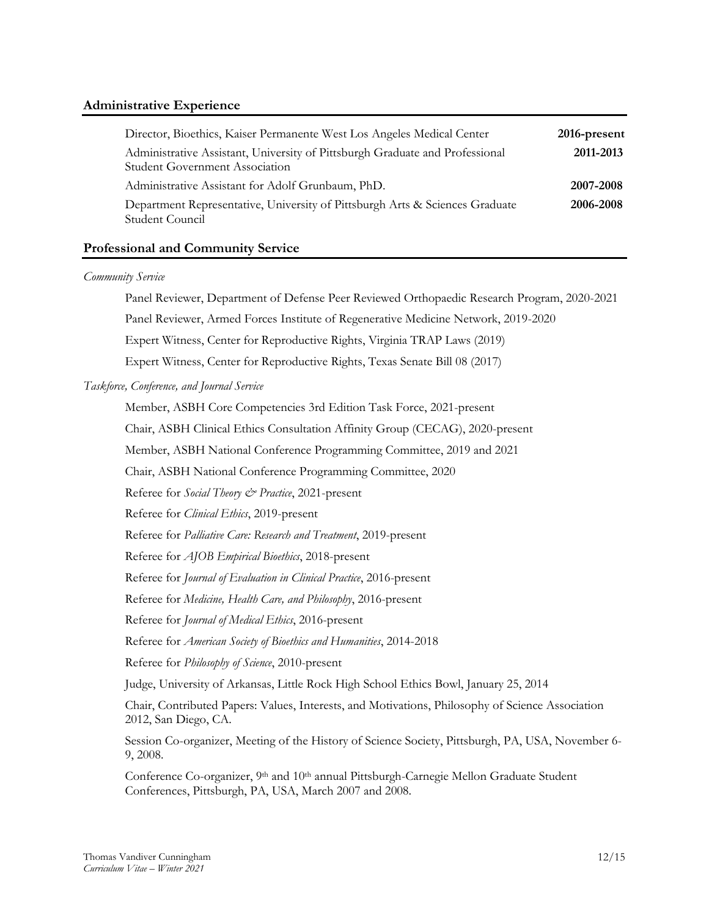## Administrative Experience

| | |
|---|---|
| Director, Bioethics, Kaiser Permanente West Los Angeles Medical Center | **2016-present** |
| Administrative Assistant, University of Pittsburgh Graduate and Professional Student Government Association | **2011-2013** |
| Administrative Assistant for Adolf Grunbaum, PhD. | **2007-2008** |
| Department Representative, University of Pittsburgh Arts & Sciences Graduate Student Council | **2006-2008** |

## Professional and Community Service

*Community Service*

Panel Reviewer, Department of Defense Peer Reviewed Orthopaedic Research Program, 2020-2021

Panel Reviewer, Armed Forces Institute of Regenerative Medicine Network, 2019-2020

Expert Witness, Center for Reproductive Rights, Virginia TRAP Laws (2019)

Expert Witness, Center for Reproductive Rights, Texas Senate Bill 08 (2017)

*Taskforce, Conference, and Journal Service*

Member, ASBH Core Competencies 3rd Edition Task Force, 2021-present

Chair, ASBH Clinical Ethics Consultation Affinity Group (CECAG), 2020-present

Member, ASBH National Conference Programming Committee, 2019 and 2021

Chair, ASBH National Conference Programming Committee, 2020

Referee for *Social Theory & Practice*, 2021-present

Referee for *Clinical Ethics*, 2019-present

Referee for *Palliative Care: Research and Treatment*, 2019-present

Referee for *AJOB Empirical Bioethics*, 2018-present

Referee for *Journal of Evaluation in Clinical Practice*, 2016-present

Referee for *Medicine, Health Care, and Philosophy*, 2016-present

Referee for *Journal of Medical Ethics*, 2016-present

Referee for *American Society of Bioethics and Humanities*, 2014-2018

Referee for *Philosophy of Science*, 2010-present

Judge, University of Arkansas, Little Rock High School Ethics Bowl, January 25, 2014

Chair, Contributed Papers: Values, Interests, and Motivations, Philosophy of Science Association 2012, San Diego, CA.

Session Co-organizer, Meeting of the History of Science Society, Pittsburgh, PA, USA, November 6-9, 2008.

Conference Co-organizer, 9th and 10th annual Pittsburgh-Carnegie Mellon Graduate Student Conferences, Pittsburgh, PA, USA, March 2007 and 2008.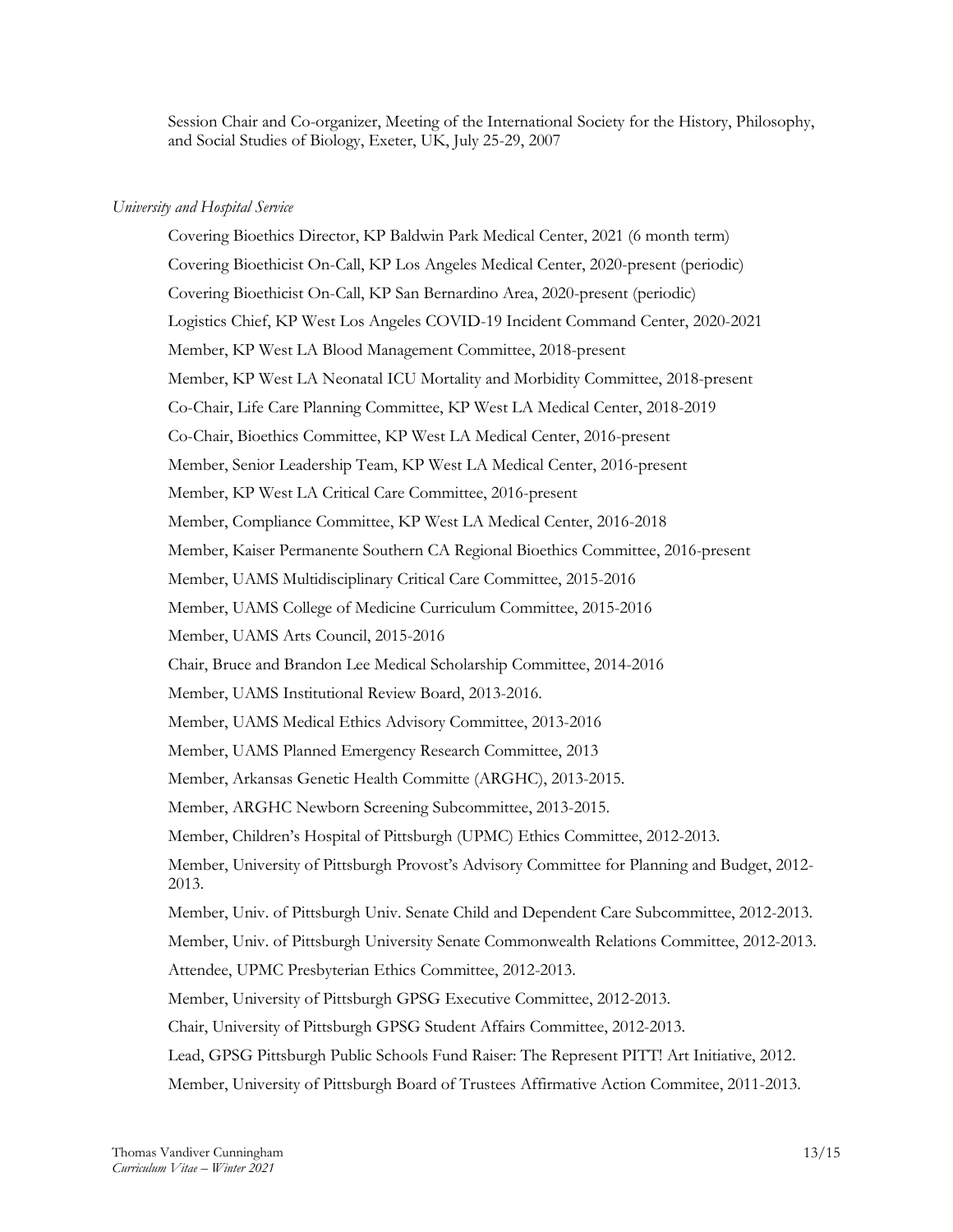Session Chair and Co-organizer, Meeting of the International Society for the History, Philosophy, and Social Studies of Biology, Exeter, UK, July 25-29, 2007

*University and Hospital Service*

Covering Bioethics Director, KP Baldwin Park Medical Center, 2021 (6 month term)

Covering Bioethicist On-Call, KP Los Angeles Medical Center, 2020-present (periodic)

Covering Bioethicist On-Call, KP San Bernardino Area, 2020-present (periodic)

Logistics Chief, KP West Los Angeles COVID-19 Incident Command Center, 2020-2021

Member, KP West LA Blood Management Committee, 2018-present

Member, KP West LA Neonatal ICU Mortality and Morbidity Committee, 2018-present

Co-Chair, Life Care Planning Committee, KP West LA Medical Center, 2018-2019

Co-Chair, Bioethics Committee, KP West LA Medical Center, 2016-present

Member, Senior Leadership Team, KP West LA Medical Center, 2016-present

Member, KP West LA Critical Care Committee, 2016-present

Member, Compliance Committee, KP West LA Medical Center, 2016-2018

Member, Kaiser Permanente Southern CA Regional Bioethics Committee, 2016-present

Member, UAMS Multidisciplinary Critical Care Committee, 2015-2016

Member, UAMS College of Medicine Curriculum Committee, 2015-2016

Member, UAMS Arts Council, 2015-2016

Chair, Bruce and Brandon Lee Medical Scholarship Committee, 2014-2016

Member, UAMS Institutional Review Board, 2013-2016.

Member, UAMS Medical Ethics Advisory Committee, 2013-2016

Member, UAMS Planned Emergency Research Committee, 2013

Member, Arkansas Genetic Health Committe (ARGHC), 2013-2015.

Member, ARGHC Newborn Screening Subcommittee, 2013-2015.

Member, Children's Hospital of Pittsburgh (UPMC) Ethics Committee, 2012-2013.

Member, University of Pittsburgh Provost's Advisory Committee for Planning and Budget, 2012-2013.

Member, Univ. of Pittsburgh Univ. Senate Child and Dependent Care Subcommittee, 2012-2013.

Member, Univ. of Pittsburgh University Senate Commonwealth Relations Committee, 2012-2013.

Attendee, UPMC Presbyterian Ethics Committee, 2012-2013.

Member, University of Pittsburgh GPSG Executive Committee, 2012-2013.

Chair, University of Pittsburgh GPSG Student Affairs Committee, 2012-2013.

Lead, GPSG Pittsburgh Public Schools Fund Raiser: The Represent PITT! Art Initiative, 2012.

Member, University of Pittsburgh Board of Trustees Affirmative Action Commitee, 2011-2013.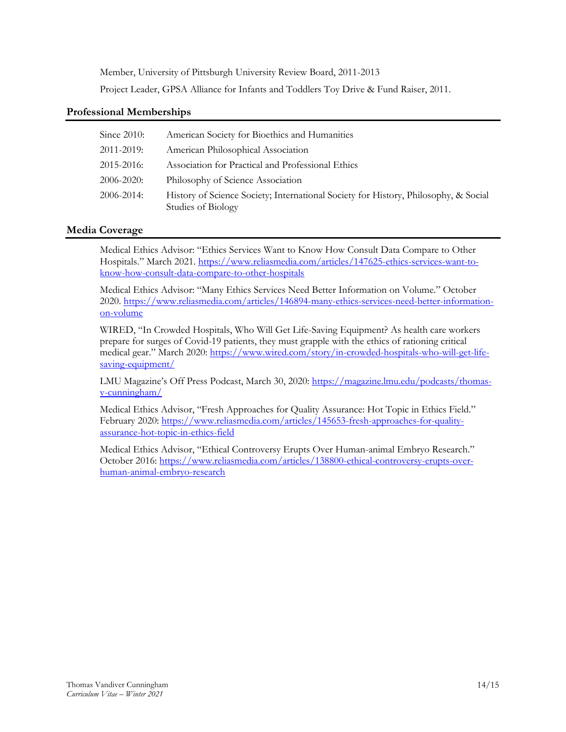Member, University of Pittsburgh University Review Board, 2011-2013

Project Leader, GPSA Alliance for Infants and Toddlers Toy Drive & Fund Raiser, 2011.

## Professional Memberships

| | |
|---|---|
| Since 2010: | American Society for Bioethics and Humanities |
| 2011-2019: | American Philosophical Association |
| 2015-2016: | Association for Practical and Professional Ethics |
| 2006-2020: | Philosophy of Science Association |
| 2006-2014: | History of Science Society; International Society for History, Philosophy, & Social Studies of Biology |

## Media Coverage

Medical Ethics Advisor: "Ethics Services Want to Know How Consult Data Compare to Other Hospitals." March 2021. https://www.reliasmedia.com/articles/147625-ethics-services-want-to-know-how-consult-data-compare-to-other-hospitals

Medical Ethics Advisor: "Many Ethics Services Need Better Information on Volume." October 2020. https://www.reliasmedia.com/articles/146894-many-ethics-services-need-better-information-on-volume

WIRED, "In Crowded Hospitals, Who Will Get Life-Saving Equipment? As health care workers prepare for surges of Covid-19 patients, they must grapple with the ethics of rationing critical medical gear." March 2020: https://www.wired.com/story/in-crowded-hospitals-who-will-get-life-saving-equipment/

LMU Magazine's Off Press Podcast, March 30, 2020: https://magazine.lmu.edu/podcasts/thomas-v-cunningham/

Medical Ethics Advisor, "Fresh Approaches for Quality Assurance: Hot Topic in Ethics Field." February 2020: https://www.reliasmedia.com/articles/145653-fresh-approaches-for-quality-assurance-hot-topic-in-ethics-field

Medical Ethics Advisor, "Ethical Controversy Erupts Over Human-animal Embryo Research." October 2016: https://www.reliasmedia.com/articles/138800-ethical-controversy-erupts-over-human-animal-embryo-research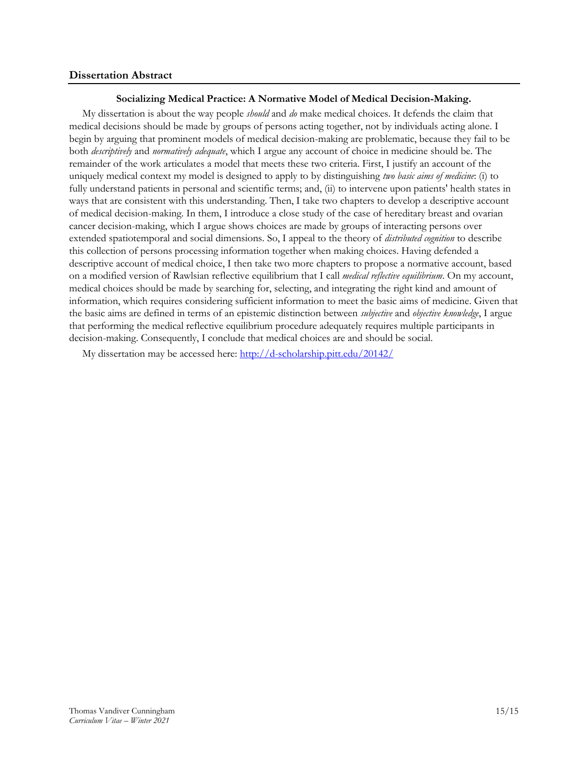## Dissertation Abstract

**Socializing Medical Practice: A Normative Model of Medical Decision-Making.**

My dissertation is about the way people *should* and *do* make medical choices. It defends the claim that medical decisions should be made by groups of persons acting together, not by individuals acting alone. I begin by arguing that prominent models of medical decision-making are problematic, because they fail to be both *descriptively* and *normatively adequate*, which I argue any account of choice in medicine should be. The remainder of the work articulates a model that meets these two criteria. First, I justify an account of the uniquely medical context my model is designed to apply to by distinguishing *two basic aims of medicine*: (i) to fully understand patients in personal and scientific terms; and, (ii) to intervene upon patients' health states in ways that are consistent with this understanding. Then, I take two chapters to develop a descriptive account of medical decision-making. In them, I introduce a close study of the case of hereditary breast and ovarian cancer decision-making, which I argue shows choices are made by groups of interacting persons over extended spatiotemporal and social dimensions. So, I appeal to the theory of *distributed cognition* to describe this collection of persons processing information together when making choices. Having defended a descriptive account of medical choice, I then take two more chapters to propose a normative account, based on a modified version of Rawlsian reflective equilibrium that I call *medical reflective equilibrium*. On my account, medical choices should be made by searching for, selecting, and integrating the right kind and amount of information, which requires considering sufficient information to meet the basic aims of medicine. Given that the basic aims are defined in terms of an epistemic distinction between *subjective* and *objective knowledge*, I argue that performing the medical reflective equilibrium procedure adequately requires multiple participants in decision-making. Consequently, I conclude that medical choices are and should be social.

My dissertation may be accessed here: [http://d-scholarship.pitt.edu/20142/](http://d-scholarship.pitt.edu/20142/)